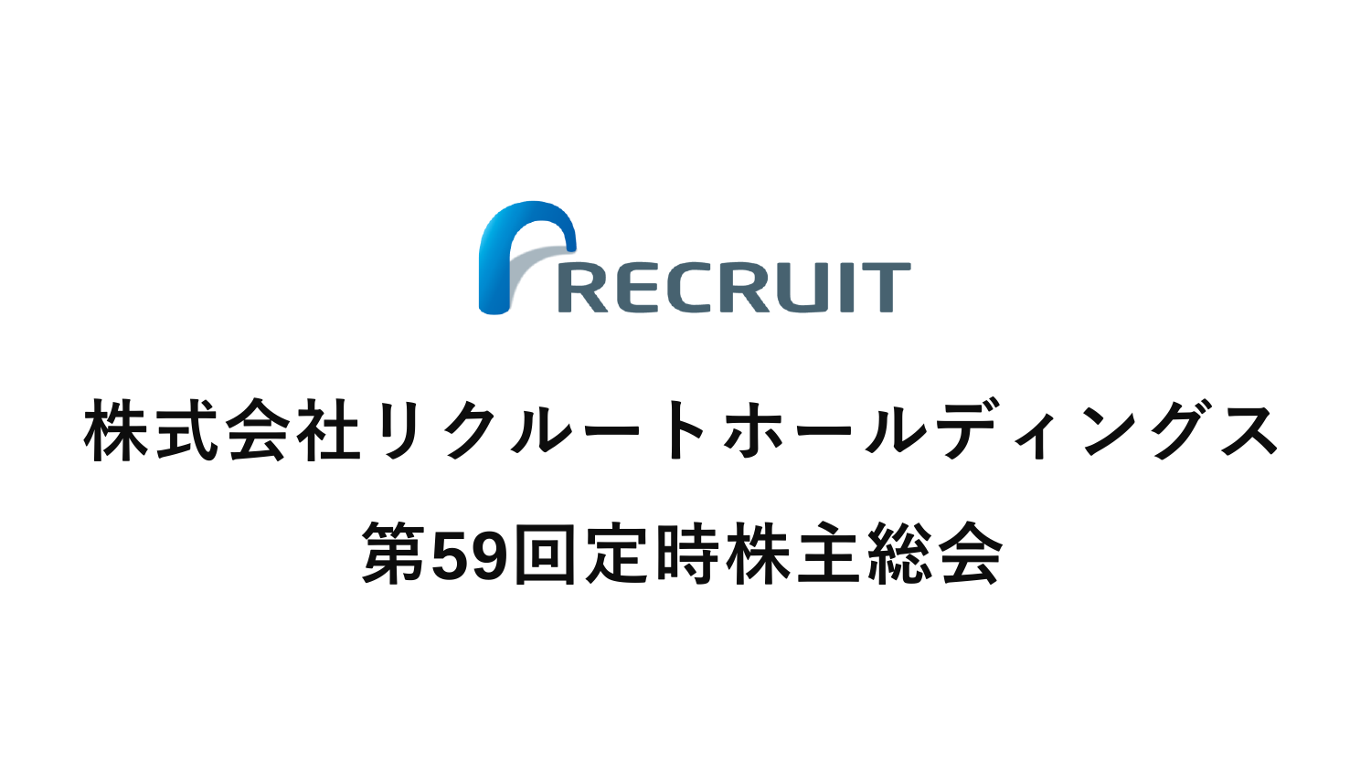RECRUIT

# 株式会社リクルートホールディングス

# 第59回定時株主総会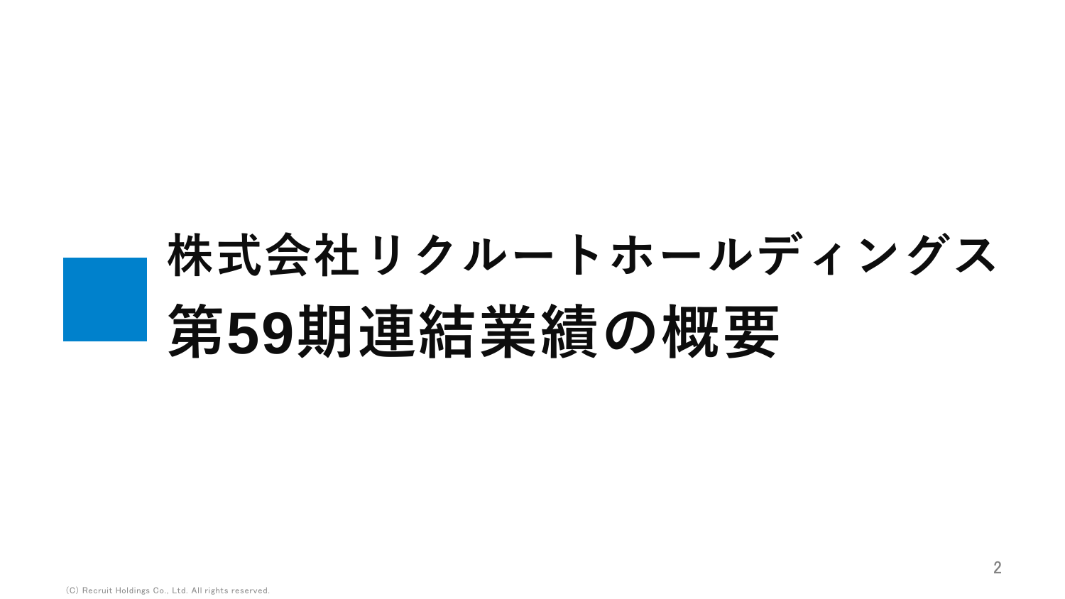# 株式会社リクルートホールディングス
# 第59期連結業績の概要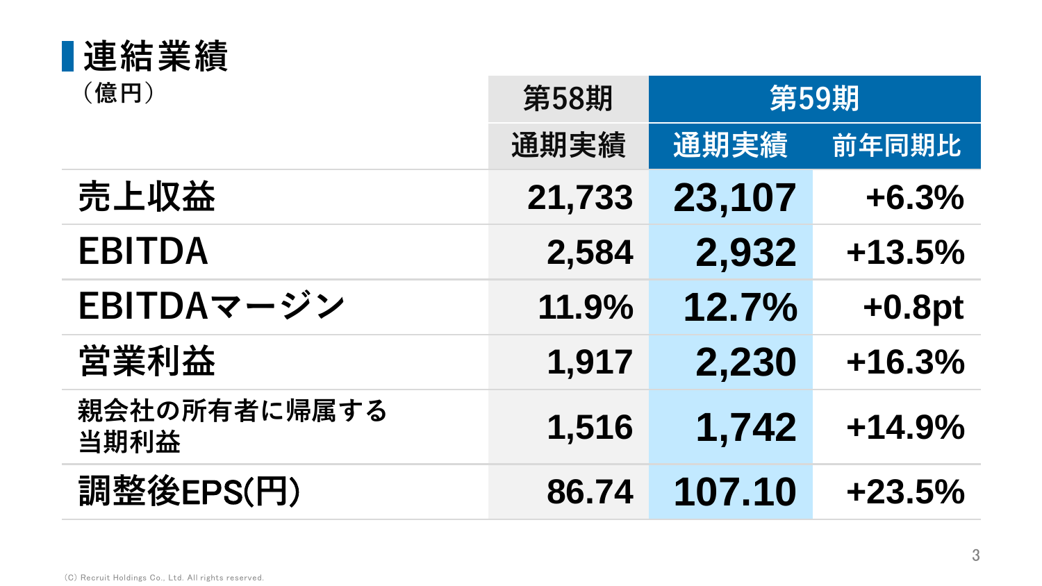## 連結業績

（億円）

| | 第58期 | 第59期 | |
|---|---|---|---|
| | 通期実績 | 通期実績 | 前年同期比 |
| 売上収益 | 21,733 | 23,107 | +6.3% |
| EBITDA | 2,584 | 2,932 | +13.5% |
| EBITDAマージン | 11.9% | 12.7% | +0.8pt |
| 営業利益 | 1,917 | 2,230 | +16.3% |
| 親会社の所有者に帰属する当期利益 | 1,516 | 1,742 | +14.9% |
| 調整後EPS(円) | 86.74 | 107.10 | +23.5% |

(C) Recruit Holdings Co., Ltd. All rights reserved.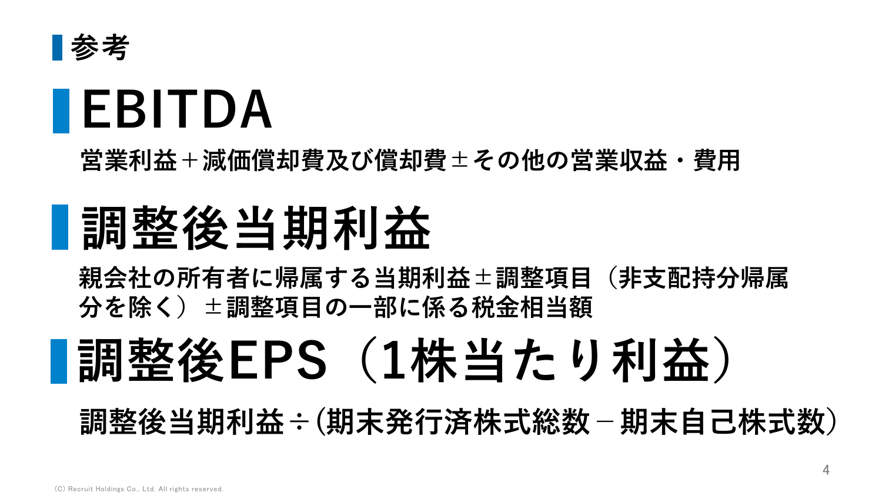## 参考

# EBITDA

営業利益＋減価償却費及び償却費±その他の営業収益・費用

# 調整後当期利益

親会社の所有者に帰属する当期利益±調整項目（非支配持分帰属分を除く）±調整項目の一部に係る税金相当額

# 調整後EPS（1株当たり利益）

調整後当期利益÷(期末発行済株式総数－期末自己株式数)

(C) Recruit Holdings Co., Ltd. All rights reserved.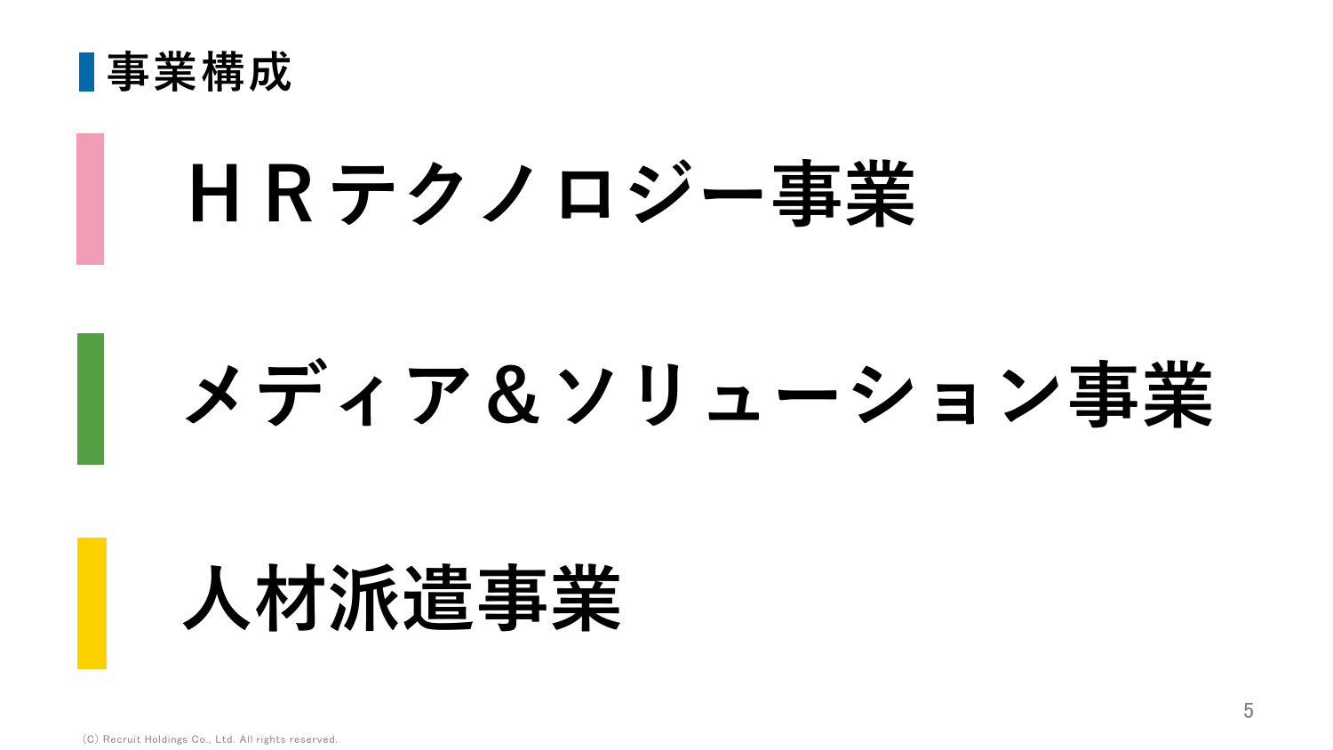## 事業構成

# ＨＲテクノロジー事業

# メディア＆ソリューション事業

# 人材派遣事業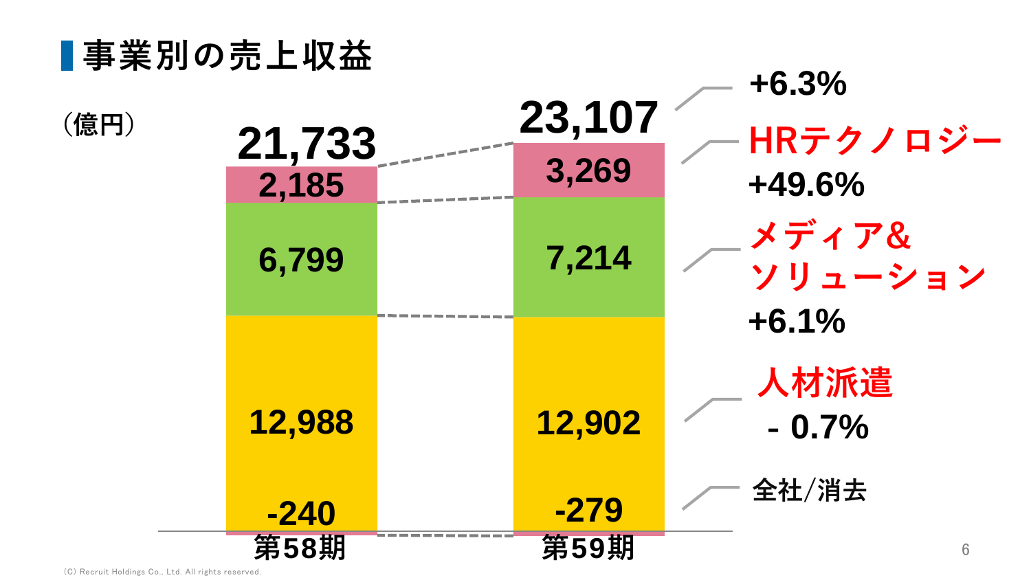## 事業別の売上収益

（億円）

| | 第58期 | 第59期 | 増減率 |
|---|---|---|---|
| HRテクノロジー | 2,185 | 3,269 | +49.6% |
| メディア&ソリューション | 6,799 | 7,214 | +6.1% |
| 人材派遣 | 12,988 | 12,902 | - 0.7% |
| 全社/消去 | -240 | -279 | |
| 合計 | 21,733 | 23,107 | +6.3% |

(C) Recruit Holdings Co., Ltd. All rights reserved.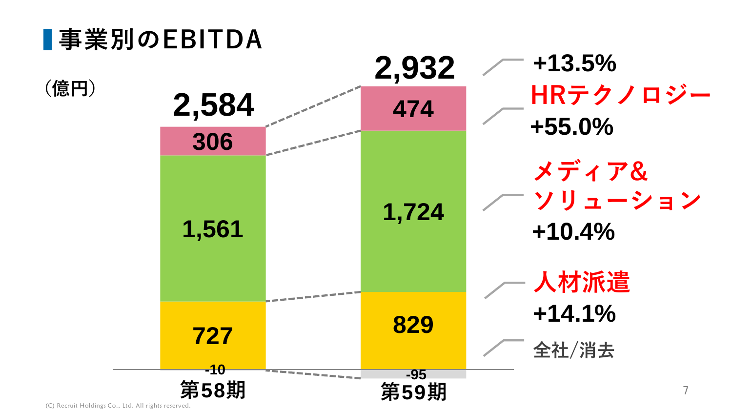# 事業別のEBITDA

（億円）

| | 第58期 | 第59期 | 増減率 |
|---|---|---|---|
| HRテクノロジー | 306 | 474 | +55.0% |
| メディア&ソリューション | 1,561 | 1,724 | +10.4% |
| 人材派遣 | 727 | 829 | +14.1% |
| 全社/消去 | -10 | -95 | |
| 合計 | 2,584 | 2,932 | +13.5% |

(C) Recruit Holdings Co., Ltd. All rights reserved.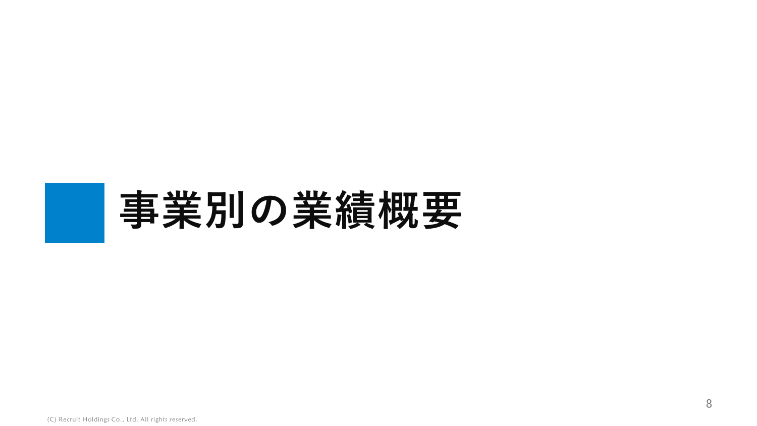# 事業別の業績概要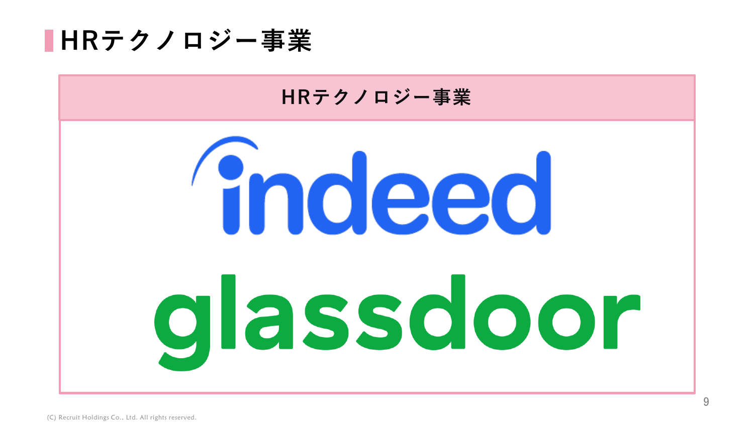# HRテクノロジー事業

| HRテクノロジー事業 |
| --- |
| indeed |
| glassdoor |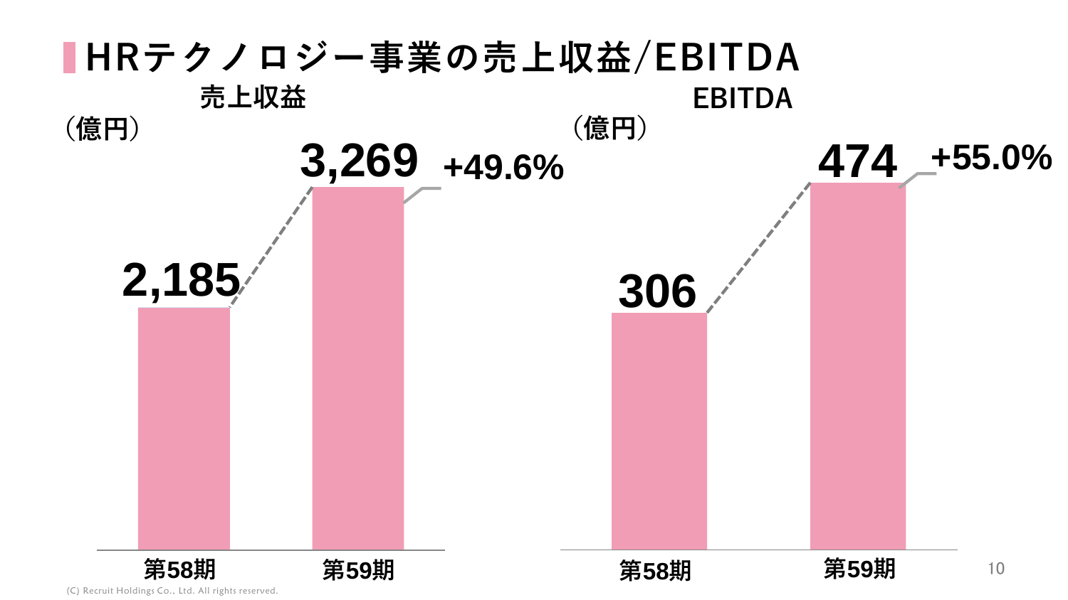# HRテクノロジー事業の売上収益/EBITDA

**売上収益**

（億円）

| | 第58期 | 第59期 |
|---|---|---|
| 売上収益 | 2,185 | 3,269 |

+49.6%

**EBITDA**

（億円）

| | 第58期 | 第59期 |
|---|---|---|
| EBITDA | 306 | 474 |

+55.0%

(C) Recruit Holdings Co., Ltd. All rights reserved.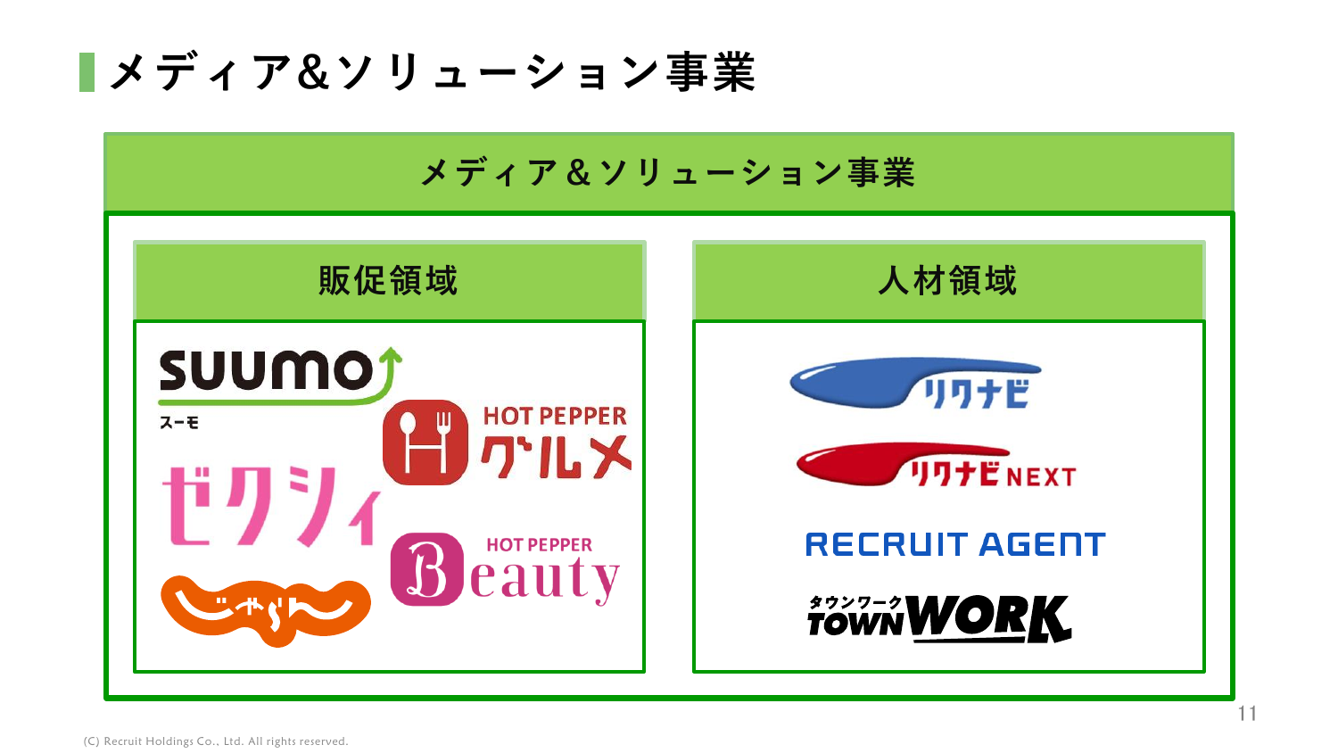# メディア&ソリューション事業

## メディア&ソリューション事業

### 販促領域

- SUUMO スーモ
- ゼクシィ
- じゃらん
- HOT PEPPER グルメ
- HOT PEPPER Beauty

### 人材領域

- リクナビ
- リクナビNEXT
- RECRUIT AGENT
- タウンワーク TOWNWORK

(C) Recruit Holdings Co., Ltd. All rights reserved.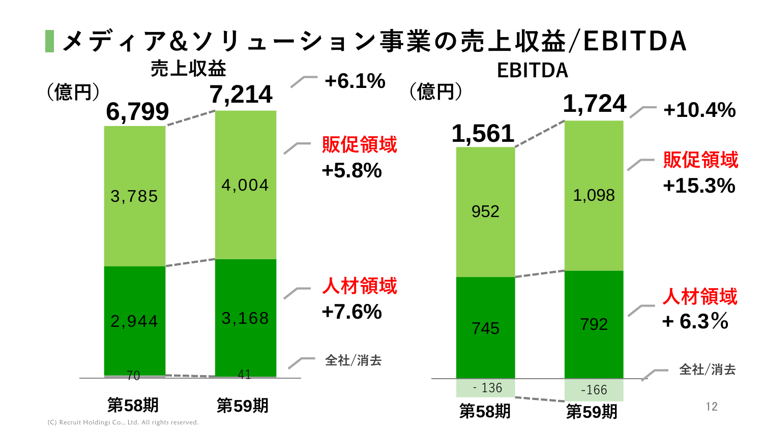# メディア&ソリューション事業の売上収益/EBITDA

## 売上収益

（億円）

| | 第58期 | 第59期 | 増減率 |
|---|---|---|---|
| 販促領域 | 3,785 | 4,004 | +5.8% |
| 人材領域 | 2,944 | 3,168 | +7.6% |
| 全社/消去 | 70 | 41 | |
| 合計 | 6,799 | 7,214 | +6.1% |

## EBITDA

（億円）

| | 第58期 | 第59期 | 増減率 |
|---|---|---|---|
| 販促領域 | 952 | 1,098 | +15.3% |
| 人材領域 | 745 | 792 | + 6.3% |
| 全社/消去 | - 136 | -166 | |
| 合計 | 1,561 | 1,724 | +10.4% |

(C) Recruit Holdings Co., Ltd. All rights reserved.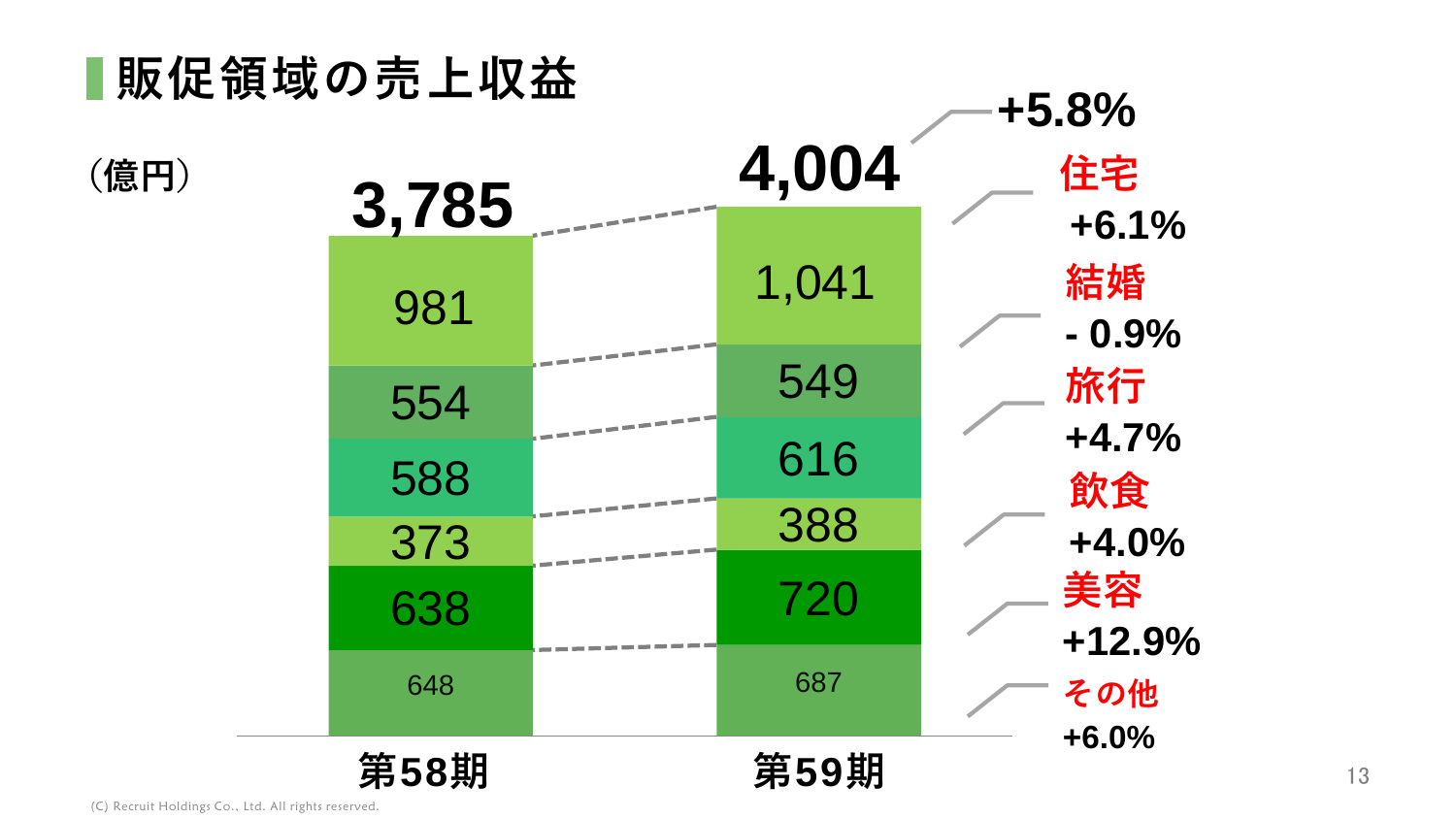## 販促領域の売上収益

（億円）

| | 第58期 | 第59期 | 増減率 |
|---|---|---|---|
| 住宅 | 981 | 1,041 | +6.1% |
| 結婚 | 554 | 549 | - 0.9% |
| 旅行 | 588 | 616 | +4.7% |
| 飲食 | 373 | 388 | +4.0% |
| 美容 | 638 | 720 | +12.9% |
| その他 | 648 | 687 | +6.0% |
| 合計 | 3,785 | 4,004 | +5.8% |

(C) Recruit Holdings Co., Ltd. All rights reserved.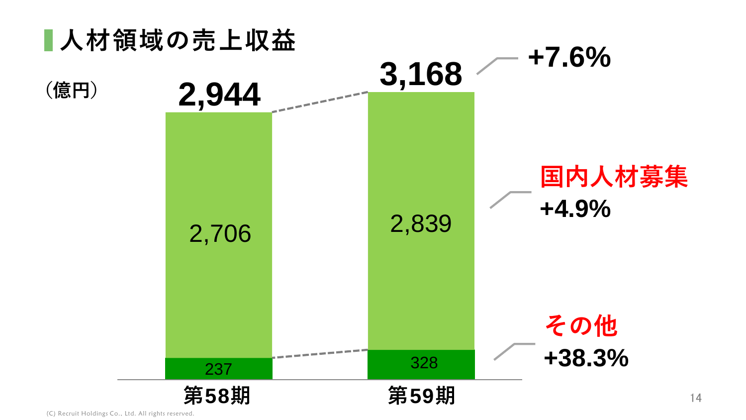## 人材領域の売上収益

（億円）

| | 第58期 | 第59期 | 増減率 |
|---|---|---|---|
| 国内人材募集 | 2,706 | 2,839 | +4.9% |
| その他 | 237 | 328 | +38.3% |
| 合計 | 2,944 | 3,168 | +7.6% |

(C) Recruit Holdings Co., Ltd. All rights reserved.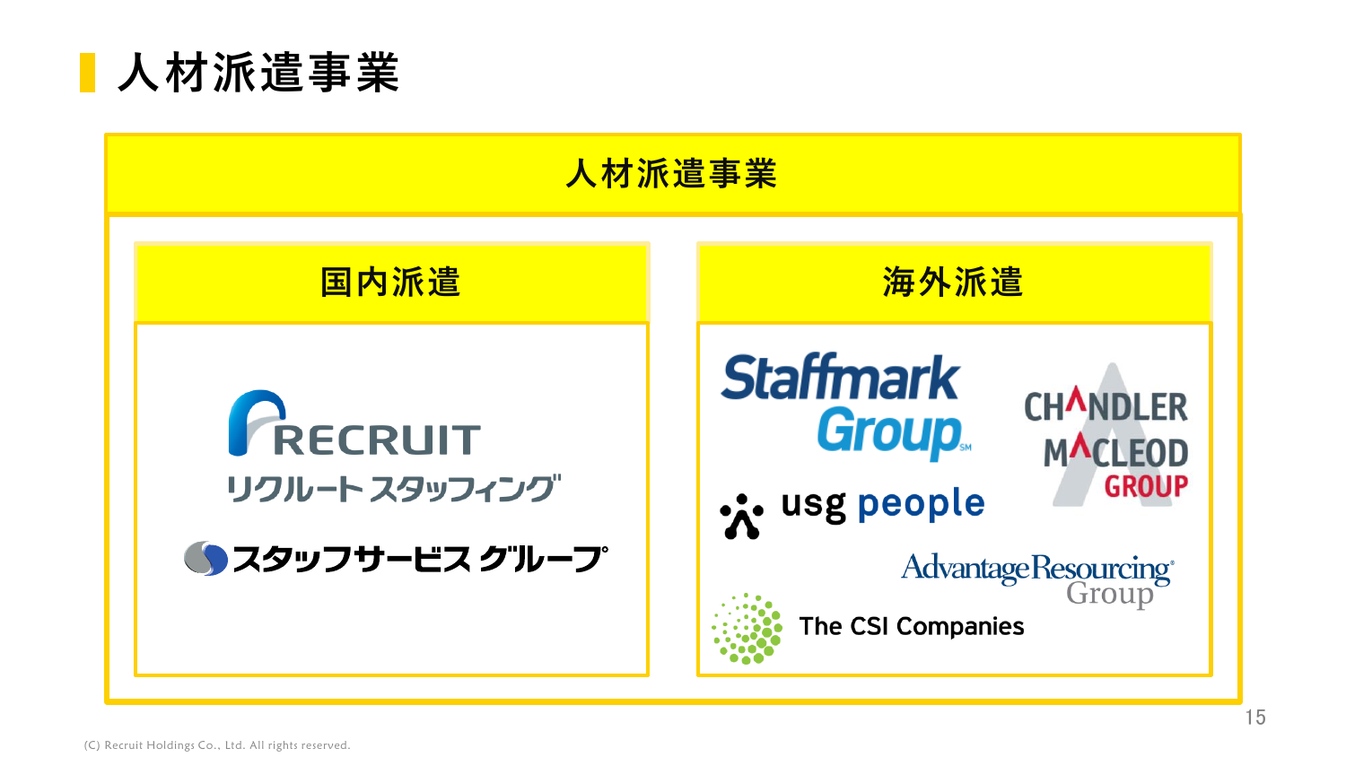# 人材派遣事業

## 人材派遣事業

### 国内派遣

- RECRUIT リクルートスタッフィング
- スタッフサービスグループ

### 海外派遣

- Staffmark Group
- CHANDLER MACLEOD GROUP
- usg people
- Advantage Resourcing Group
- The CSI Companies

(C) Recruit Holdings Co., Ltd. All rights reserved.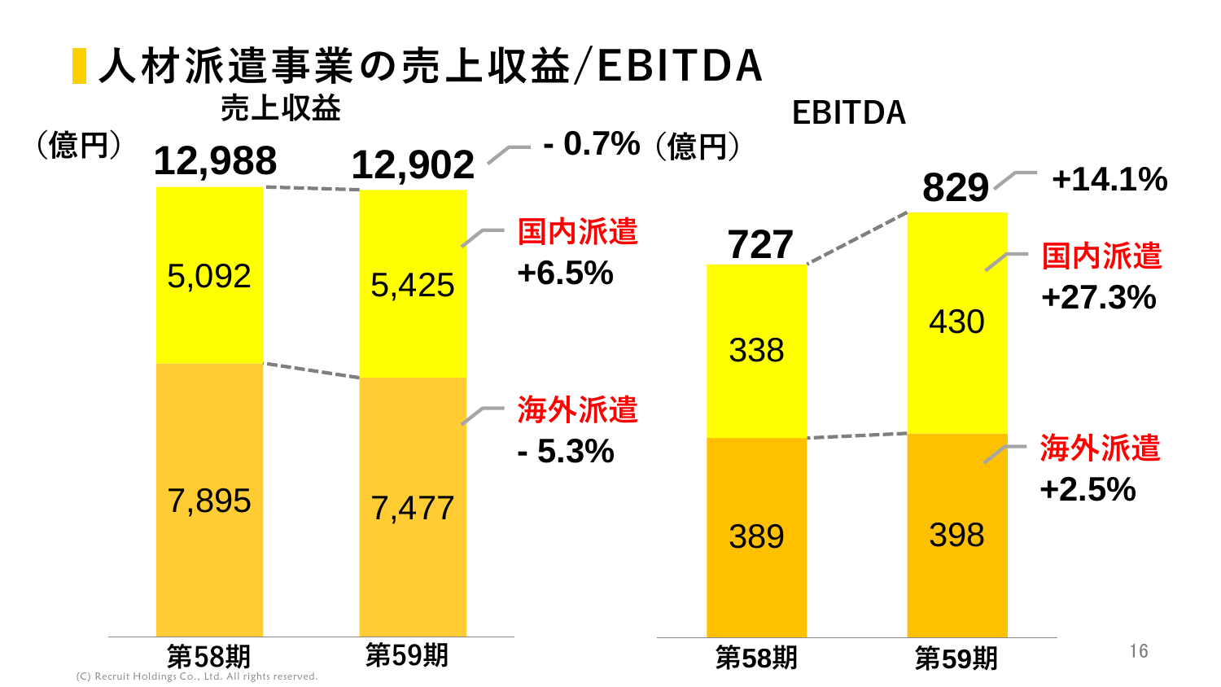# 人材派遣事業の売上収益/EBITDA

## 売上収益

（億円）

| | 第58期 | 第59期 | 増減 |
|---|---|---|---|
| 合計 | 12,988 | 12,902 | - 0.7% |
| 国内派遣 | 5,092 | 5,425 | +6.5% |
| 海外派遣 | 7,895 | 7,477 | - 5.3% |

## EBITDA

（億円）

| | 第58期 | 第59期 | 増減 |
|---|---|---|---|
| 合計 | 727 | 829 | +14.1% |
| 国内派遣 | 338 | 430 | +27.3% |
| 海外派遣 | 389 | 398 | +2.5% |

(C) Recruit Holdings Co., Ltd. All rights reserved.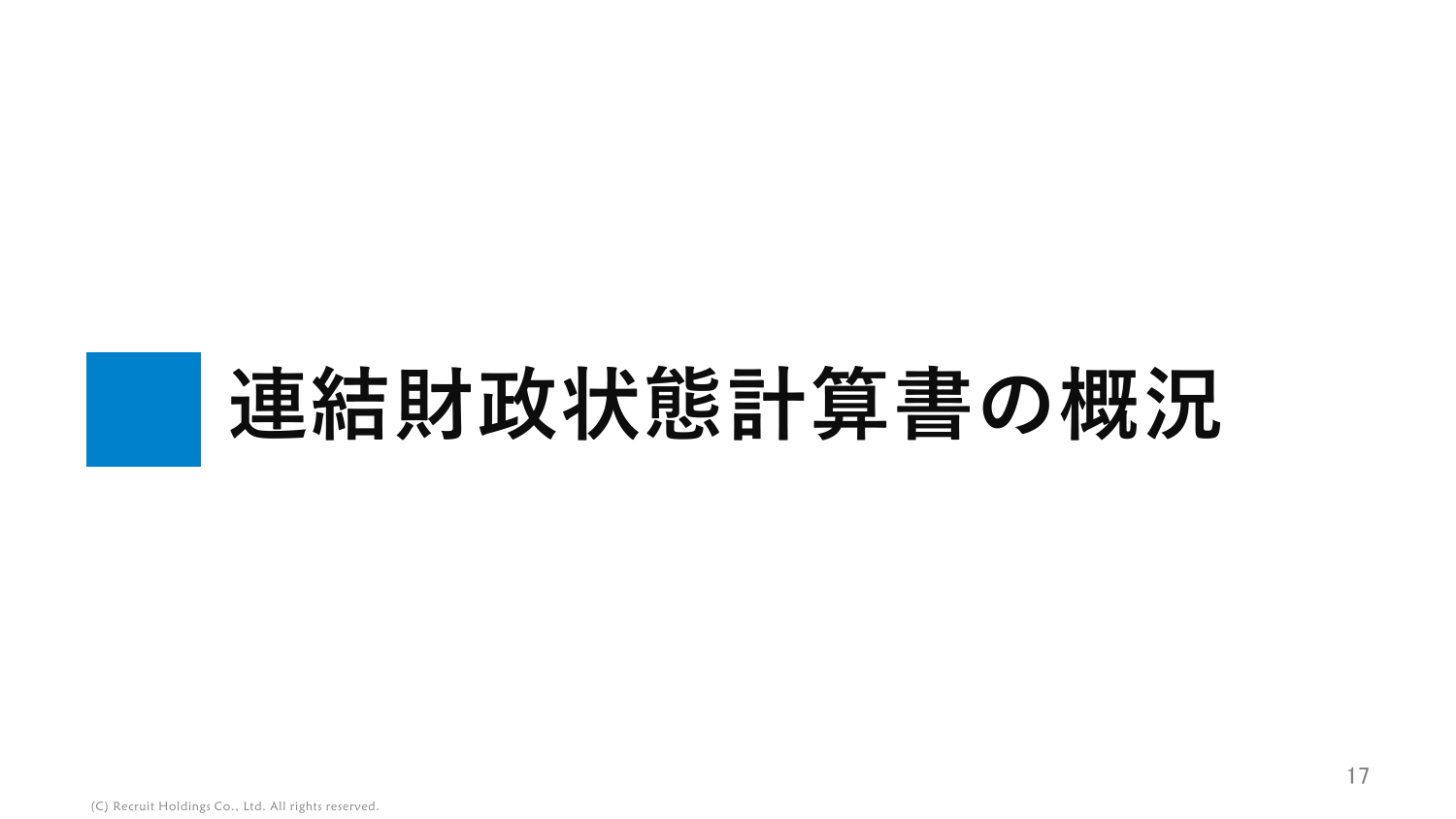# 連結財政状態計算書の概況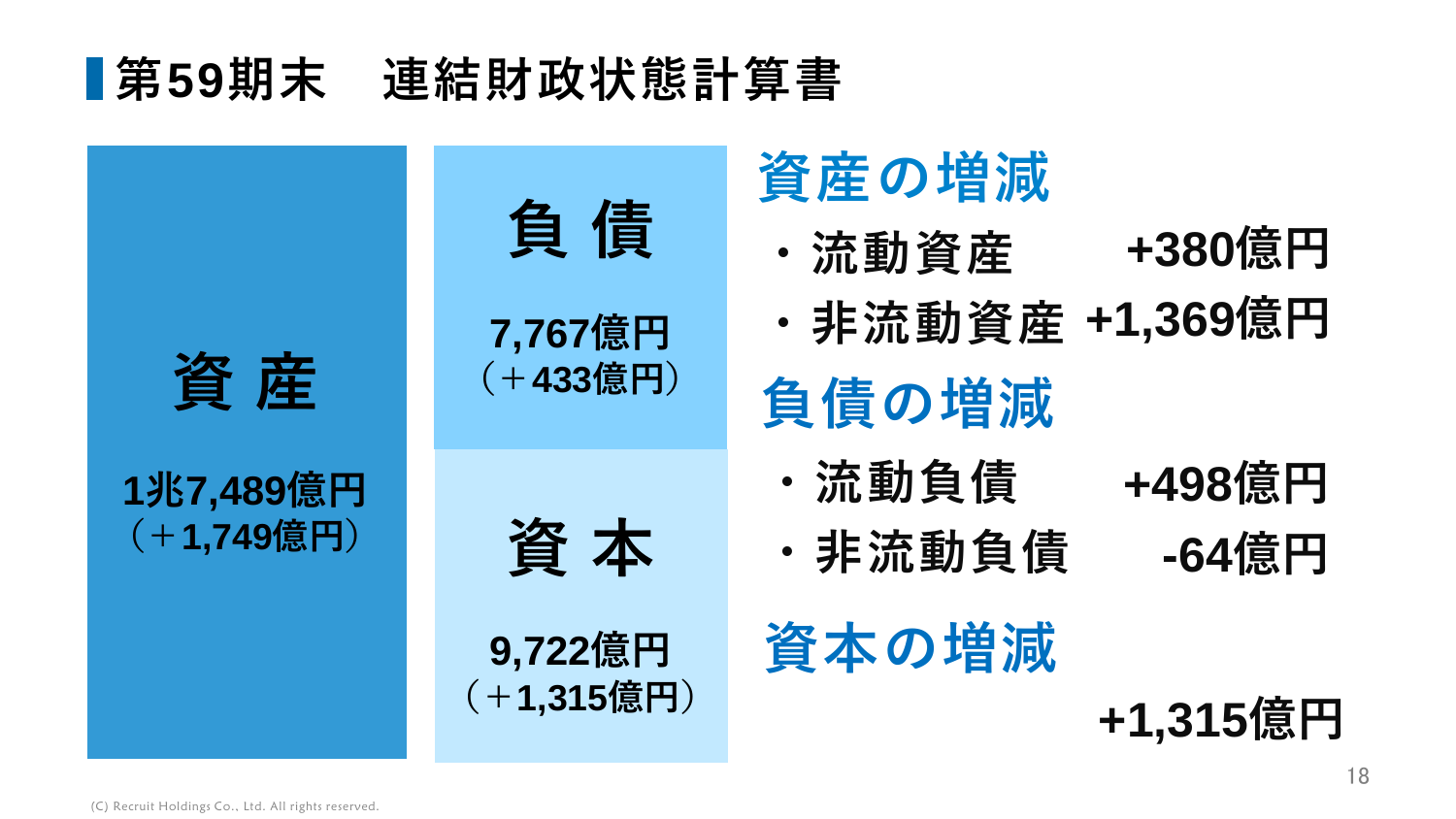## 第59期末　連結財政状態計算書

| 資産 | 負債 |
| --- | --- |
| 1兆7,489億円（＋1,749億円） | 7,767億円（＋433億円） |
| | **資本** |
| | 9,722億円（＋1,315億円） |

### 資産の増減

- 流動資産　+380億円
- 非流動資産　+1,369億円

### 負債の増減

- 流動負債　+498億円
- 非流動負債　-64億円

### 資本の増減

+1,315億円

(C) Recruit Holdings Co., Ltd. All rights reserved.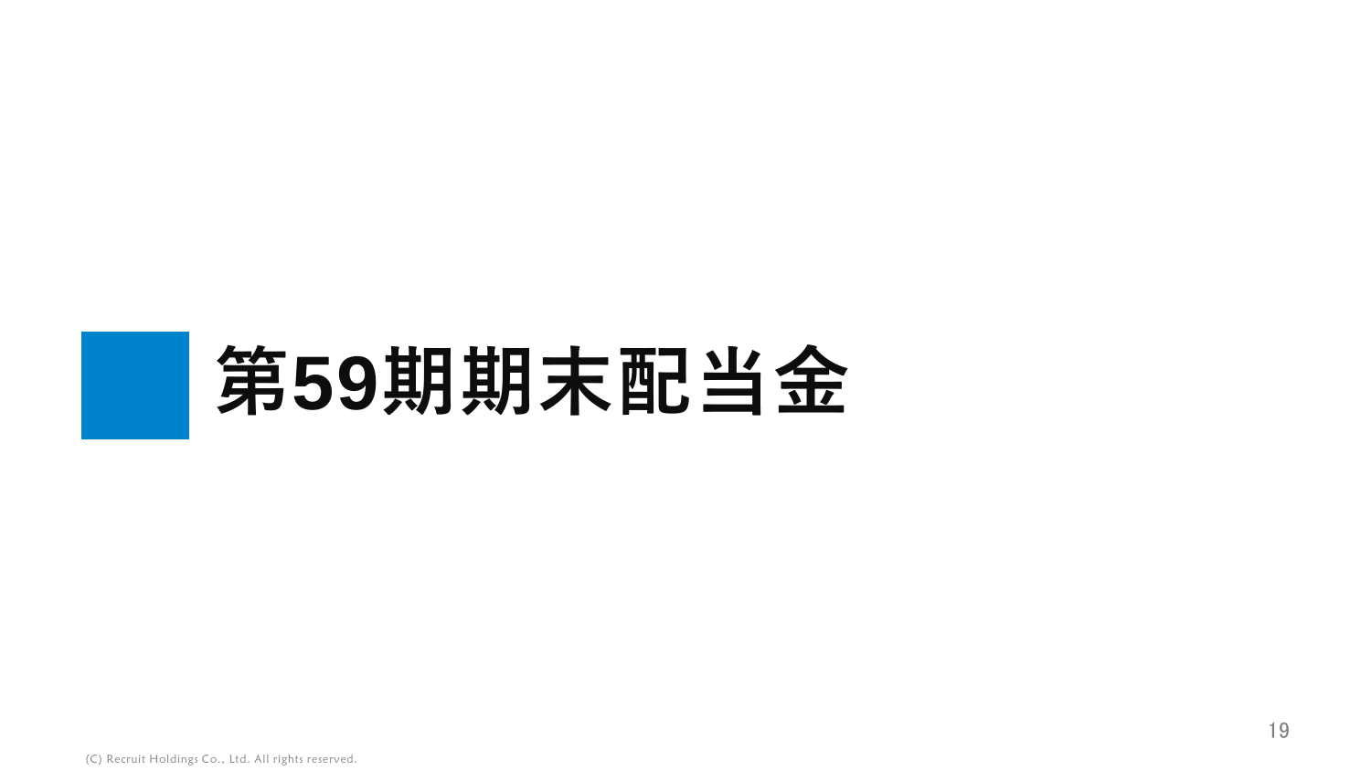# 第59期期末配当金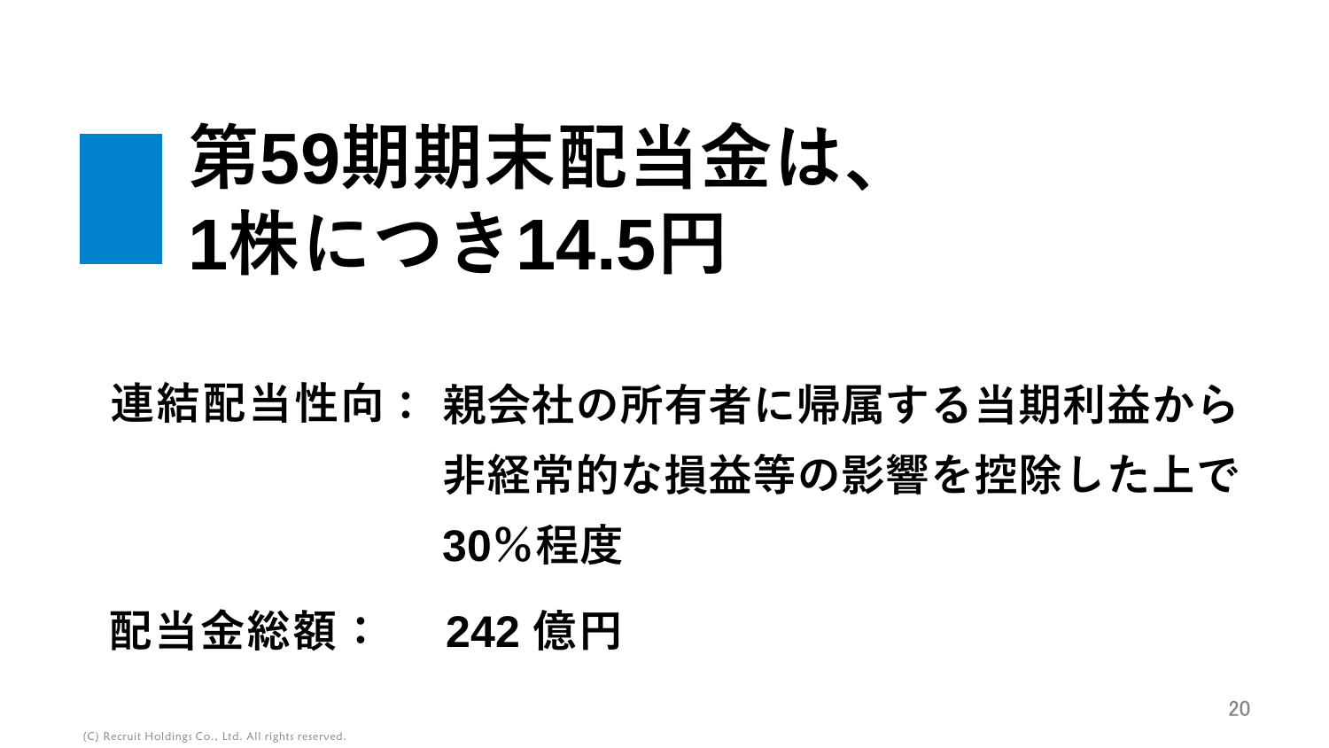# 第59期期末配当金は、1株につき14.5円

**連結配当性向：** 親会社の所有者に帰属する当期利益から非経常的な損益等の影響を控除した上で30％程度

**配当金総額：** 242 億円

(C) Recruit Holdings Co., Ltd. All rights reserved.